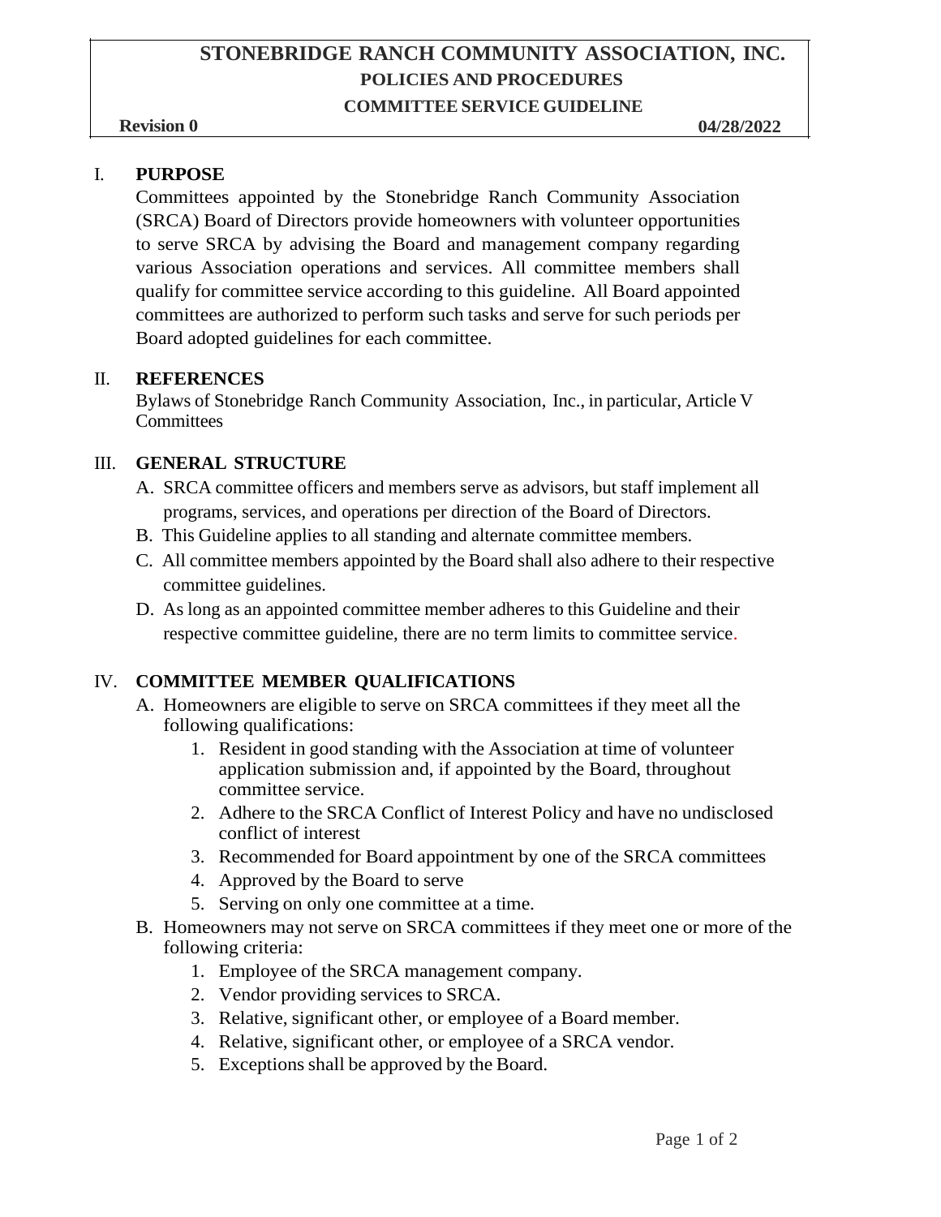# STONEBRIDGE RANCH COMMUNITY ASSOCIATION, INC.

## POLICIES AND PROCEDURES

### COMMITTEE SERVICE GUIDELINE

**Revision 0** **04/28/2022**

## I. PURPOSE

Committees appointed by the Stonebridge Ranch Community Association (SRCA) Board of Directors provide homeowners with volunteer opportunities to serve SRCA by advising the Board and management company regarding various Association operations and services. All committee members shall qualify for committee service according to this guideline. All Board appointed committees are authorized to perform such tasks and serve for such periods per Board adopted guidelines for each committee.

## II. REFERENCES

Bylaws of Stonebridge Ranch Community Association, Inc., in particular, Article V Committees

## III. GENERAL STRUCTURE

A. SRCA committee officers and members serve as advisors, but staff implement all programs, services, and operations per direction of the Board of Directors.

B. This Guideline applies to all standing and alternate committee members.

C. All committee members appointed by the Board shall also adhere to their respective committee guidelines.

D. As long as an appointed committee member adheres to this Guideline and their respective committee guideline, there are no term limits to committee service.

## IV. COMMITTEE MEMBER QUALIFICATIONS

A. Homeowners are eligible to serve on SRCA committees if they meet all the following qualifications:

1. Resident in good standing with the Association at time of volunteer application submission and, if appointed by the Board, throughout committee service.
2. Adhere to the SRCA Conflict of Interest Policy and have no undisclosed conflict of interest
3. Recommended for Board appointment by one of the SRCA committees
4. Approved by the Board to serve
5. Serving on only one committee at a time.

B. Homeowners may not serve on SRCA committees if they meet one or more of the following criteria:

1. Employee of the SRCA management company.
2. Vendor providing services to SRCA.
3. Relative, significant other, or employee of a Board member.
4. Relative, significant other, or employee of a SRCA vendor.
5. Exceptions shall be approved by the Board.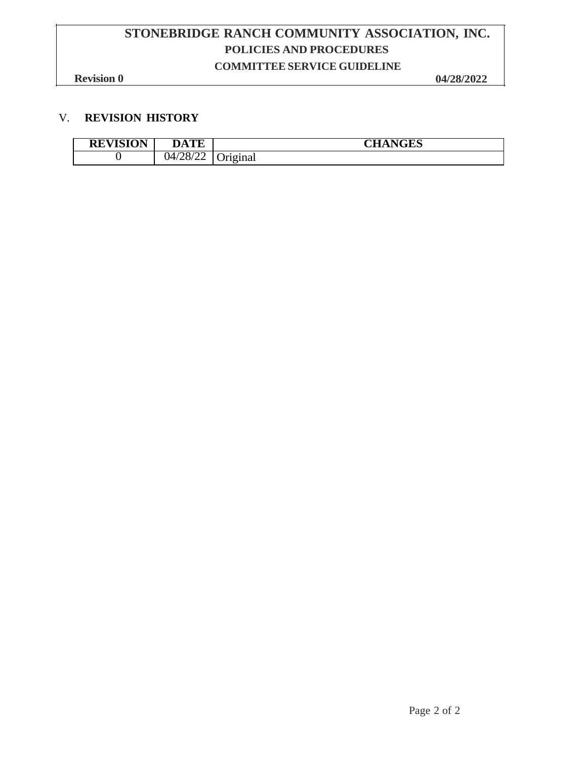## V. REVISION HISTORY

| REVISION | DATE | CHANGES |
| --- | --- | --- |
| 0 | 04/28/22 | Original |